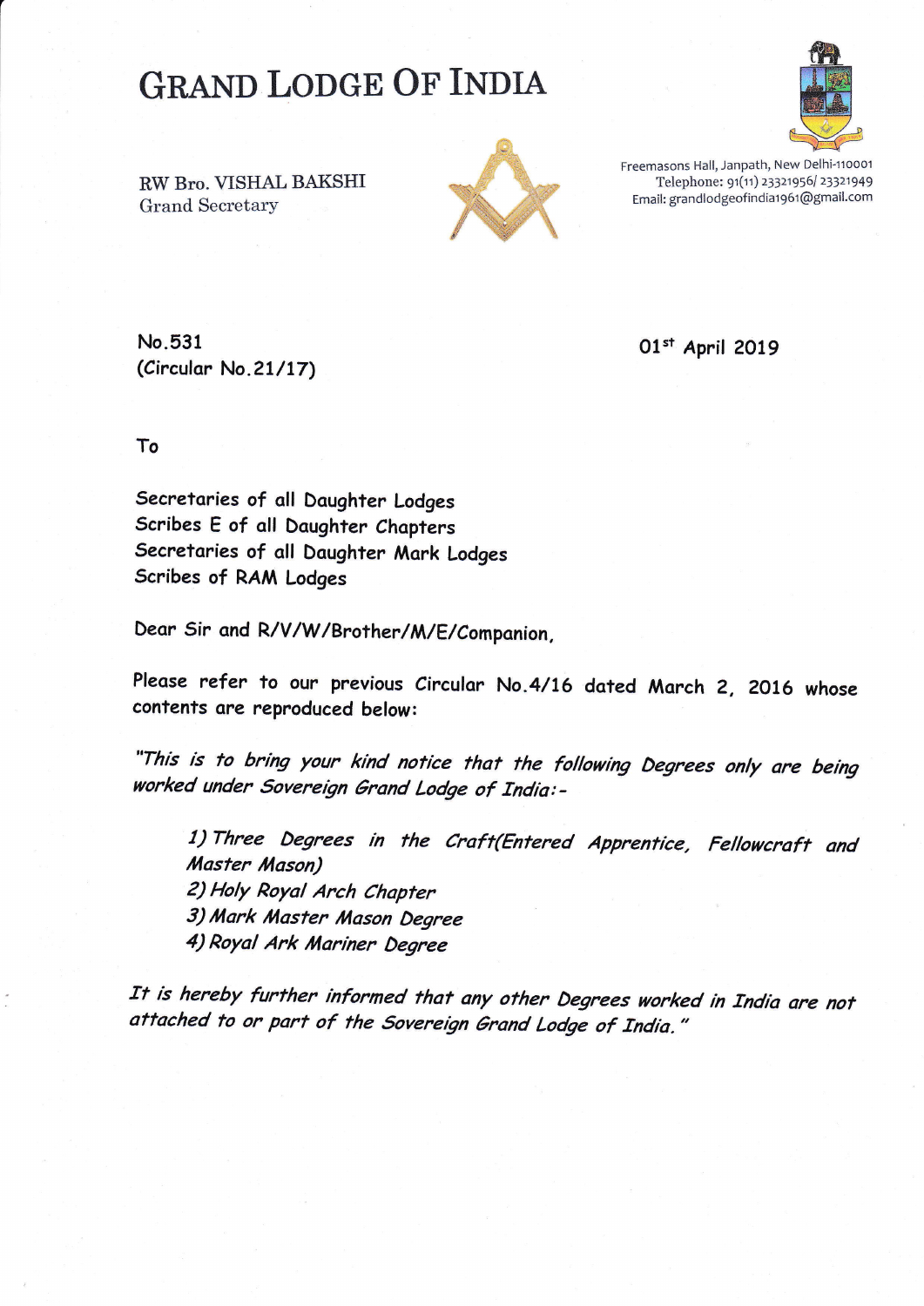# GRAND LODGE OF INDIA

RW Bro. VISHAL BAKSHI
Grand Secretary

Freemasons Hall, Janpath, New Delhi-110001
Telephone: 91(11) 23321956/ 23321949
Email: grandlodgeofindia1961@gmail.com

No.531
(Circular No.21/17)

01st April 2019

To

Secretaries of all Daughter Lodges
Scribes E of all Daughter Chapters
Secretaries of all Daughter Mark Lodges
Scribes of RAM Lodges

Dear Sir and R/V/W/Brother/M/E/Companion,

Please refer to our previous Circular No.4/16 dated March 2, 2016 whose contents are reproduced below:

*"This is to bring your kind notice that the following Degrees only are being worked under Sovereign Grand Lodge of India:-*

> *1) Three Degrees in the Craft(Entered Apprentice, Fellowcraft and Master Mason)*
> *2) Holy Royal Arch Chapter*
> *3) Mark Master Mason Degree*
> *4) Royal Ark Mariner Degree*

*It is hereby further informed that any other Degrees worked in India are not attached to or part of the Sovereign Grand Lodge of India."*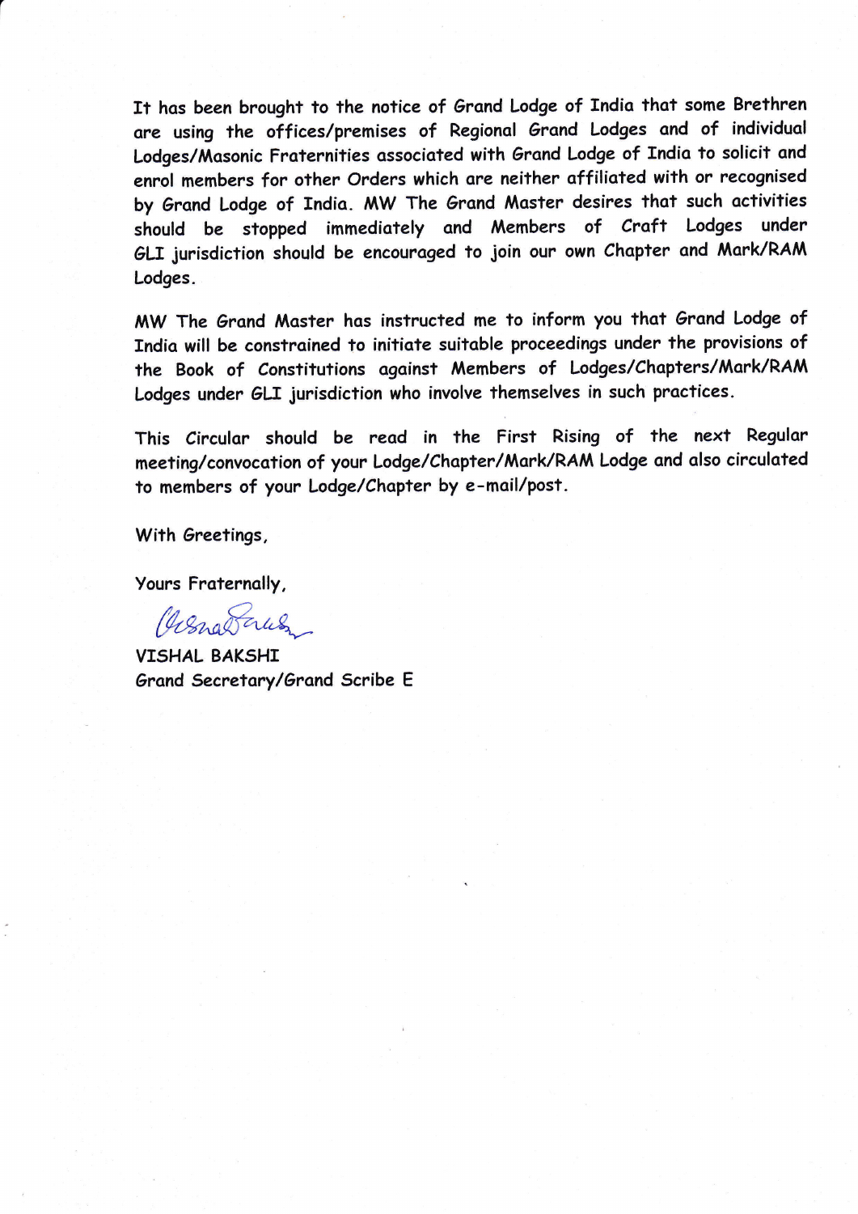It has been brought to the notice of Grand Lodge of India that some Brethren are using the offices/premises of Regional Grand Lodges and of individual Lodges/Masonic Fraternities associated with Grand Lodge of India to solicit and enrol members for other Orders which are neither affiliated with or recognised by Grand Lodge of India. MW The Grand Master desires that such activities should be stopped immediately and Members of Craft Lodges under GLI jurisdiction should be encouraged to join our own Chapter and Mark/RAM Lodges.

MW The Grand Master has instructed me to inform you that Grand Lodge of India will be constrained to initiate suitable proceedings under the provisions of the Book of Constitutions against Members of Lodges/Chapters/Mark/RAM Lodges under GLI jurisdiction who involve themselves in such practices.

This Circular should be read in the First Rising of the next Regular meeting/convocation of your Lodge/Chapter/Mark/RAM Lodge and also circulated to members of your Lodge/Chapter by e-mail/post.

With Greetings,

Yours Fraternally,

VISHAL BAKSHI
Grand Secretary/Grand Scribe E